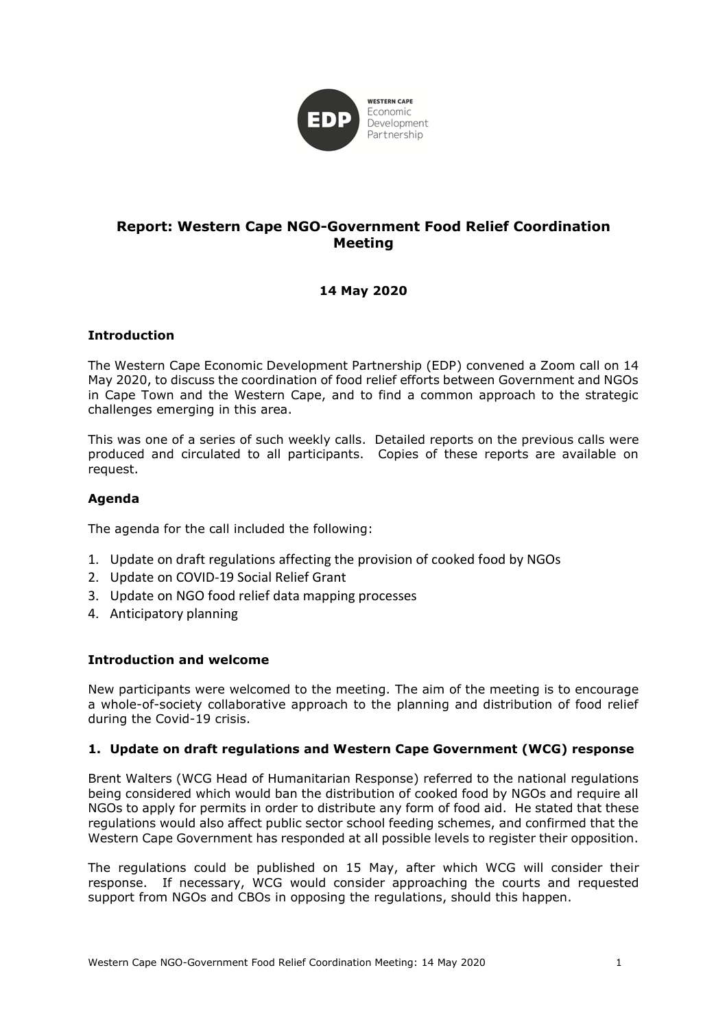# Report: Western Cape NGO-Government Food Relief Coordination Meeting

**14 May 2020**

## Introduction

The Western Cape Economic Development Partnership (EDP) convened a Zoom call on 14 May 2020, to discuss the coordination of food relief efforts between Government and NGOs in Cape Town and the Western Cape, and to find a common approach to the strategic challenges emerging in this area.

This was one of a series of such weekly calls. Detailed reports on the previous calls were produced and circulated to all participants. Copies of these reports are available on request.

## Agenda

The agenda for the call included the following:

1. Update on draft regulations affecting the provision of cooked food by NGOs
2. Update on COVID-19 Social Relief Grant
3. Update on NGO food relief data mapping processes
4. Anticipatory planning

## Introduction and welcome

New participants were welcomed to the meeting. The aim of the meeting is to encourage a whole-of-society collaborative approach to the planning and distribution of food relief during the Covid-19 crisis.

### 1. Update on draft regulations and Western Cape Government (WCG) response

Brent Walters (WCG Head of Humanitarian Response) referred to the national regulations being considered which would ban the distribution of cooked food by NGOs and require all NGOs to apply for permits in order to distribute any form of food aid. He stated that these regulations would also affect public sector school feeding schemes, and confirmed that the Western Cape Government has responded at all possible levels to register their opposition.

The regulations could be published on 15 May, after which WCG will consider their response. If necessary, WCG would consider approaching the courts and requested support from NGOs and CBOs in opposing the regulations, should this happen.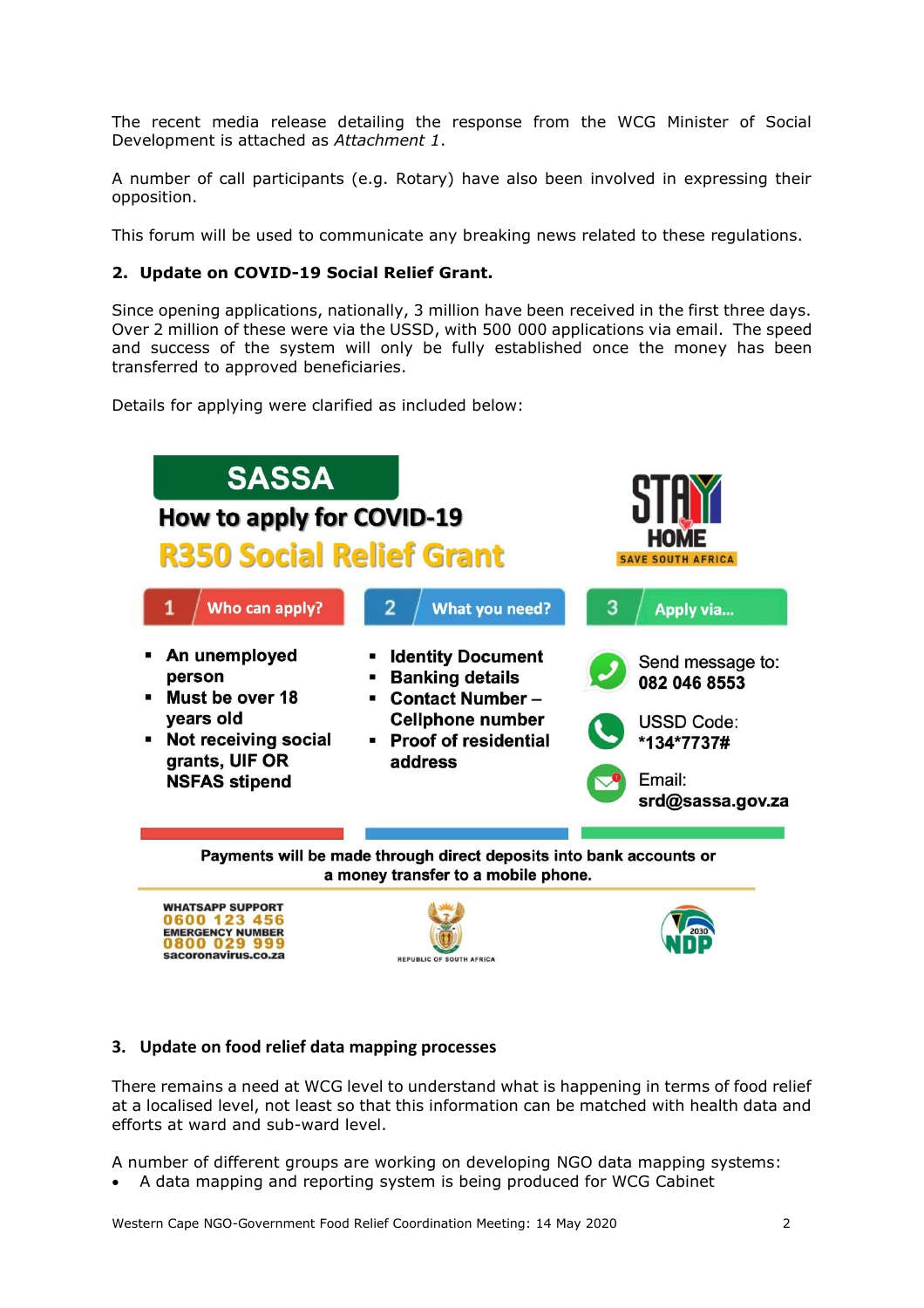The recent media release detailing the response from the WCG Minister of Social Development is attached as *Attachment 1*.

A number of call participants (e.g. Rotary) have also been involved in expressing their opposition.

This forum will be used to communicate any breaking news related to these regulations.

**2. Update on COVID-19 Social Relief Grant.**

Since opening applications, nationally, 3 million have been received in the first three days. Over 2 million of these were via the USSD, with 500 000 applications via email. The speed and success of the system will only be fully established once the money has been transferred to approved beneficiaries.

Details for applying were clarified as included below:

**SASSA**

**How to apply for COVID-19 R350 Social Relief Grant**

STAY HOME – SAVE SOUTH AFRICA

| 1 Who can apply? | 2 What you need? | 3 Apply via... |
|---|---|---|
| An unemployed person | Identity Document | Send message to: 082 046 8553 |
| Must be over 18 years old | Banking details | USSD Code: *134*7737# |
| Not receiving social grants, UIF OR NSFAS stipend | Contact Number – Cellphone number | Email: srd@sassa.gov.za |
| | Proof of residential address | |

Payments will be made through direct deposits into bank accounts or a money transfer to a mobile phone.

WHATSAPP SUPPORT 0600 123 456
EMERGENCY NUMBER 0800 029 999
sacoronavirus.co.za

REPUBLIC OF SOUTH AFRICA

NDP 2030

**3. Update on food relief data mapping processes**

There remains a need at WCG level to understand what is happening in terms of food relief at a localised level, not least so that this information can be matched with health data and efforts at ward and sub-ward level.

A number of different groups are working on developing NGO data mapping systems:

- A data mapping and reporting system is being produced for WCG Cabinet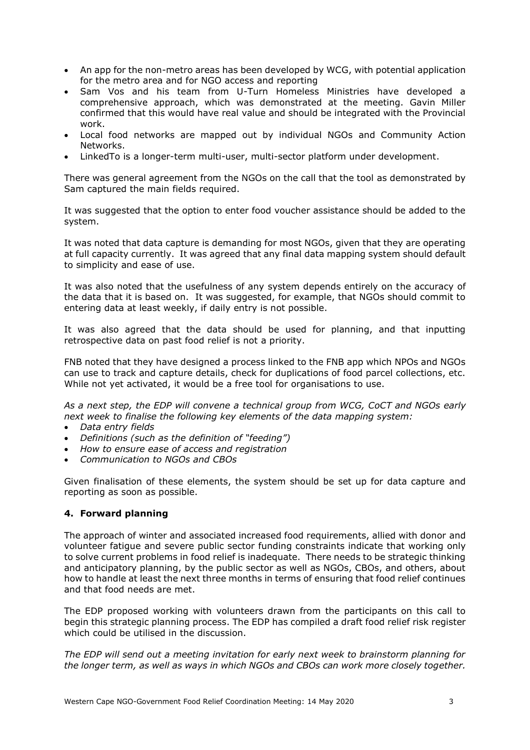- An app for the non-metro areas has been developed by WCG, with potential application for the metro area and for NGO access and reporting
- Sam Vos and his team from U-Turn Homeless Ministries have developed a comprehensive approach, which was demonstrated at the meeting. Gavin Miller confirmed that this would have real value and should be integrated with the Provincial work.
- Local food networks are mapped out by individual NGOs and Community Action Networks.
- LinkedTo is a longer-term multi-user, multi-sector platform under development.

There was general agreement from the NGOs on the call that the tool as demonstrated by Sam captured the main fields required.

It was suggested that the option to enter food voucher assistance should be added to the system.

It was noted that data capture is demanding for most NGOs, given that they are operating at full capacity currently. It was agreed that any final data mapping system should default to simplicity and ease of use.

It was also noted that the usefulness of any system depends entirely on the accuracy of the data that it is based on. It was suggested, for example, that NGOs should commit to entering data at least weekly, if daily entry is not possible.

It was also agreed that the data should be used for planning, and that inputting retrospective data on past food relief is not a priority.

FNB noted that they have designed a process linked to the FNB app which NPOs and NGOs can use to track and capture details, check for duplications of food parcel collections, etc. While not yet activated, it would be a free tool for organisations to use.

*As a next step, the EDP will convene a technical group from WCG, CoCT and NGOs early next week to finalise the following key elements of the data mapping system:*

- *Data entry fields*
- *Definitions (such as the definition of "feeding")*
- *How to ensure ease of access and registration*
- *Communication to NGOs and CBOs*

Given finalisation of these elements, the system should be set up for data capture and reporting as soon as possible.

### 4. Forward planning

The approach of winter and associated increased food requirements, allied with donor and volunteer fatigue and severe public sector funding constraints indicate that working only to solve current problems in food relief is inadequate. There needs to be strategic thinking and anticipatory planning, by the public sector as well as NGOs, CBOs, and others, about how to handle at least the next three months in terms of ensuring that food relief continues and that food needs are met.

The EDP proposed working with volunteers drawn from the participants on this call to begin this strategic planning process. The EDP has compiled a draft food relief risk register which could be utilised in the discussion.

*The EDP will send out a meeting invitation for early next week to brainstorm planning for the longer term, as well as ways in which NGOs and CBOs can work more closely together.*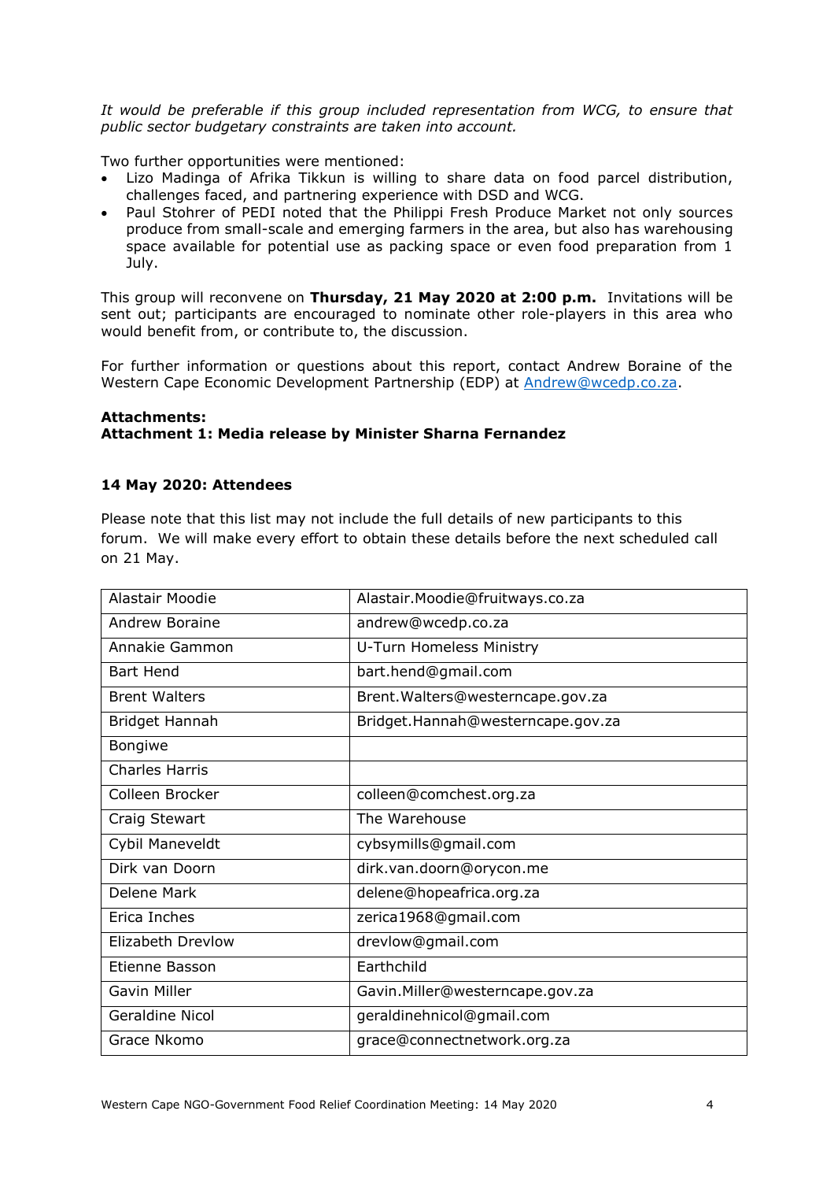*It would be preferable if this group included representation from WCG, to ensure that public sector budgetary constraints are taken into account.*

Two further opportunities were mentioned:

- Lizo Madinga of Afrika Tikkun is willing to share data on food parcel distribution, challenges faced, and partnering experience with DSD and WCG.
- Paul Stohrer of PEDI noted that the Philippi Fresh Produce Market not only sources produce from small-scale and emerging farmers in the area, but also has warehousing space available for potential use as packing space or even food preparation from 1 July.

This group will reconvene on **Thursday, 21 May 2020 at 2:00 p.m.** Invitations will be sent out; participants are encouraged to nominate other role-players in this area who would benefit from, or contribute to, the discussion.

For further information or questions about this report, contact Andrew Boraine of the Western Cape Economic Development Partnership (EDP) at Andrew@wcedp.co.za.

**Attachments:**
**Attachment 1: Media release by Minister Sharna Fernandez**

**14 May 2020: Attendees**

Please note that this list may not include the full details of new participants to this forum. We will make every effort to obtain these details before the next scheduled call on 21 May.

| | |
|---|---|
| Alastair Moodie | Alastair.Moodie@fruitways.co.za |
| Andrew Boraine | andrew@wcedp.co.za |
| Annakie Gammon | U-Turn Homeless Ministry |
| Bart Hend | bart.hend@gmail.com |
| Brent Walters | Brent.Walters@westerncape.gov.za |
| Bridget Hannah | Bridget.Hannah@westerncape.gov.za |
| Bongiwe | |
| Charles Harris | |
| Colleen Brocker | colleen@comchest.org.za |
| Craig Stewart | The Warehouse |
| Cybil Maneveldt | cybsymills@gmail.com |
| Dirk van Doorn | dirk.van.doorn@orycon.me |
| Delene Mark | delene@hopeafrica.org.za |
| Erica Inches | zerica1968@gmail.com |
| Elizabeth Drevlow | drevlow@gmail.com |
| Etienne Basson | Earthchild |
| Gavin Miller | Gavin.Miller@westerncape.gov.za |
| Geraldine Nicol | geraldinehnicol@gmail.com |
| Grace Nkomo | grace@connectnetwork.org.za |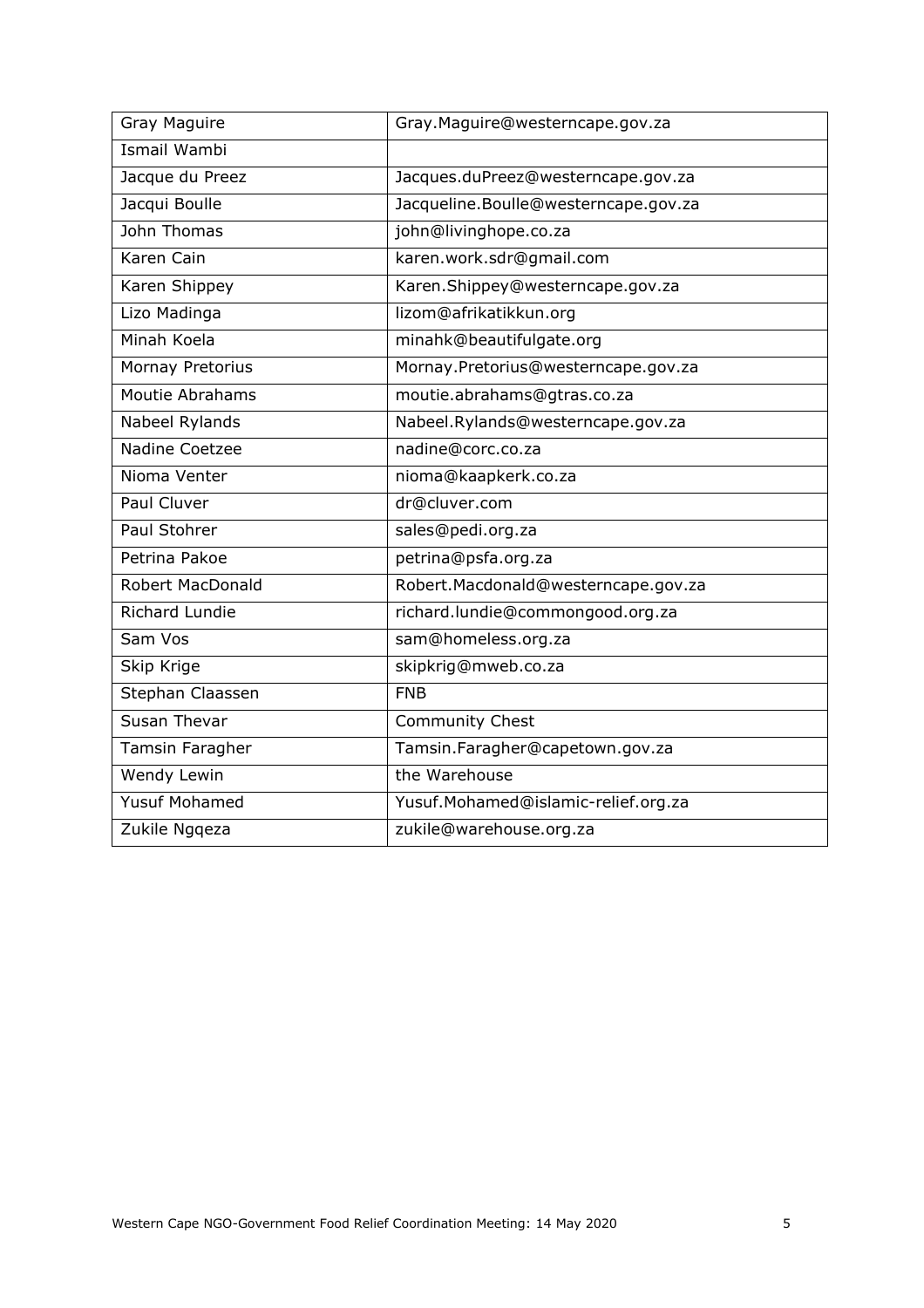| | |
|---|---|
| Gray Maguire | Gray.Maguire@westerncape.gov.za |
| Ismail Wambi | |
| Jacque du Preez | Jacques.duPreez@westerncape.gov.za |
| Jacqui Boulle | Jacqueline.Boulle@westerncape.gov.za |
| John Thomas | john@livinghope.co.za |
| Karen Cain | karen.work.sdr@gmail.com |
| Karen Shippey | Karen.Shippey@westerncape.gov.za |
| Lizo Madinga | lizom@afrikatikkun.org |
| Minah Koela | minahk@beautifulgate.org |
| Mornay Pretorius | Mornay.Pretorius@westerncape.gov.za |
| Moutie Abrahams | moutie.abrahams@gtras.co.za |
| Nabeel Rylands | Nabeel.Rylands@westerncape.gov.za |
| Nadine Coetzee | nadine@corc.co.za |
| Nioma Venter | nioma@kaapkerk.co.za |
| Paul Cluver | dr@cluver.com |
| Paul Stohrer | sales@pedi.org.za |
| Petrina Pakoe | petrina@psfa.org.za |
| Robert MacDonald | Robert.Macdonald@westerncape.gov.za |
| Richard Lundie | richard.lundie@commongood.org.za |
| Sam Vos | sam@homeless.org.za |
| Skip Krige | skipkrig@mweb.co.za |
| Stephan Claassen | FNB |
| Susan Thevar | Community Chest |
| Tamsin Faragher | Tamsin.Faragher@capetown.gov.za |
| Wendy Lewin | the Warehouse |
| Yusuf Mohamed | Yusuf.Mohamed@islamic-relief.org.za |
| Zukile Ngqeza | zukile@warehouse.org.za |